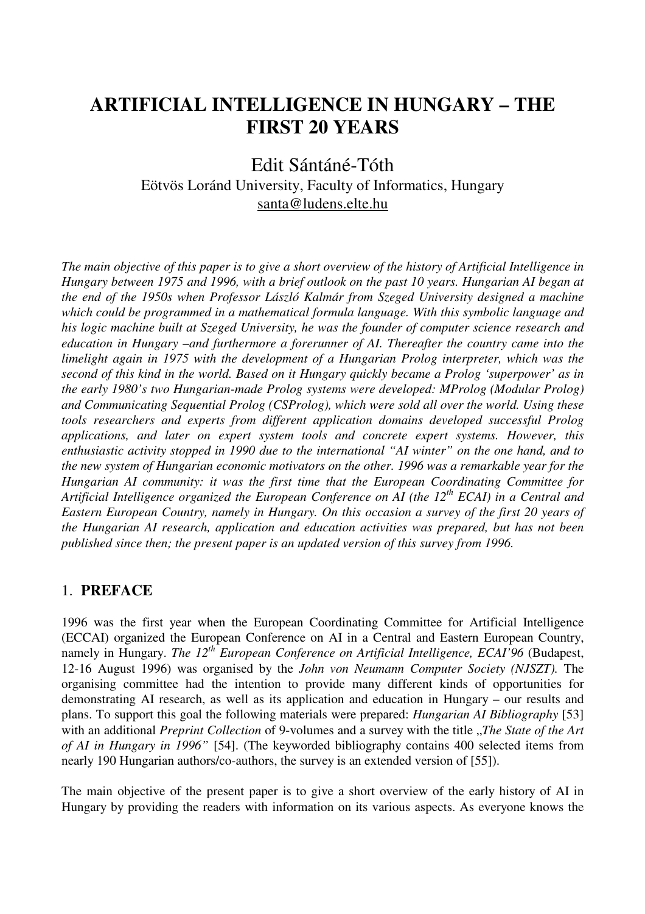# ARTIFICIAL INTELLIGENCE IN HUNGARY – THE FIRST 20 YEARS

Edit Sántáné-Tóth

Eötvös Loránd University, Faculty of Informatics, Hungary

santa@ludens.elte.hu

*The main objective of this paper is to give a short overview of the history of Artificial Intelligence in Hungary between 1975 and 1996, with a brief outlook on the past 10 years. Hungarian AI began at the end of the 1950s when Professor László Kalmár from Szeged University designed a machine which could be programmed in a mathematical formula language. With this symbolic language and his logic machine built at Szeged University, he was the founder of computer science research and education in Hungary –and furthermore a forerunner of AI. Thereafter the country came into the limelight again in 1975 with the development of a Hungarian Prolog interpreter, which was the second of this kind in the world. Based on it Hungary quickly became a Prolog 'superpower' as in the early 1980's two Hungarian-made Prolog systems were developed: MProlog (Modular Prolog) and Communicating Sequential Prolog (CSProlog), which were sold all over the world. Using these tools researchers and experts from different application domains developed successful Prolog applications, and later on expert system tools and concrete expert systems. However, this enthusiastic activity stopped in 1990 due to the international "AI winter" on the one hand, and to the new system of Hungarian economic motivators on the other. 1996 was a remarkable year for the Hungarian AI community: it was the first time that the European Coordinating Committee for Artificial Intelligence organized the European Conference on AI (the 12th ECAI) in a Central and Eastern European Country, namely in Hungary. On this occasion a survey of the first 20 years of the Hungarian AI research, application and education activities was prepared, but has not been published since then; the present paper is an updated version of this survey from 1996.*

## 1. PREFACE

1996 was the first year when the European Coordinating Committee for Artificial Intelligence (ECCAI) organized the European Conference on AI in a Central and Eastern European Country, namely in Hungary. *The 12th European Conference on Artificial Intelligence, ECAI'96* (Budapest, 12-16 August 1996) was organised by the *John von Neumann Computer Society (NJSZT).* The organising committee had the intention to provide many different kinds of opportunities for demonstrating AI research, as well as its application and education in Hungary – our results and plans. To support this goal the following materials were prepared: *Hungarian AI Bibliography* [53] with an additional *Preprint Collection* of 9-volumes and a survey with the title „*The State of the Art of AI in Hungary in 1996"* [54]. (The keyworded bibliography contains 400 selected items from nearly 190 Hungarian authors/co-authors, the survey is an extended version of [55]).

The main objective of the present paper is to give a short overview of the early history of AI in Hungary by providing the readers with information on its various aspects. As everyone knows the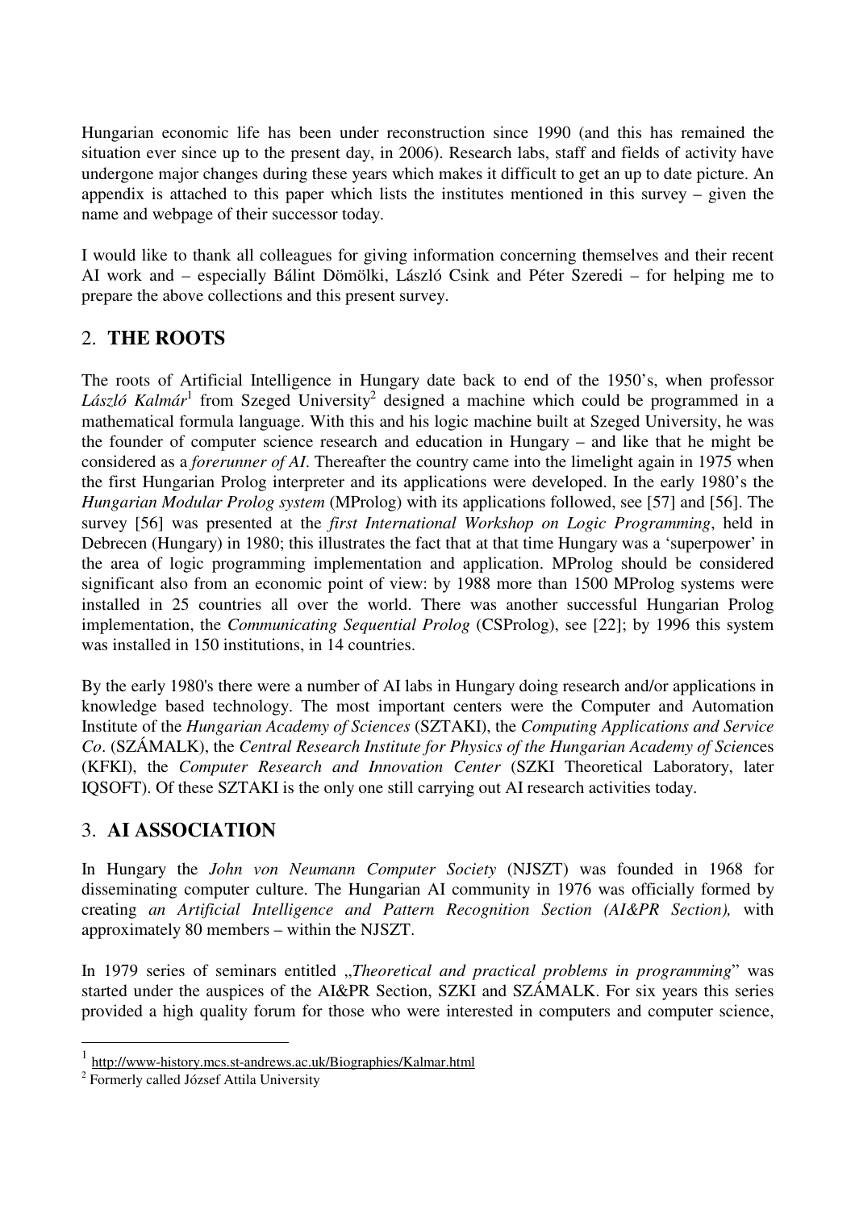Hungarian economic life has been under reconstruction since 1990 (and this has remained the situation ever since up to the present day, in 2006). Research labs, staff and fields of activity have undergone major changes during these years which makes it difficult to get an up to date picture. An appendix is attached to this paper which lists the institutes mentioned in this survey – given the name and webpage of their successor today.

I would like to thank all colleagues for giving information concerning themselves and their recent AI work and – especially Bálint Dömölki, László Csink and Péter Szeredi – for helping me to prepare the above collections and this present survey.

## 2. THE ROOTS

The roots of Artificial Intelligence in Hungary date back to end of the 1950's, when professor *László Kalmár*[1] from Szeged University[2] designed a machine which could be programmed in a mathematical formula language. With this and his logic machine built at Szeged University, he was the founder of computer science research and education in Hungary – and like that he might be considered as a *forerunner of AI*. Thereafter the country came into the limelight again in 1975 when the first Hungarian Prolog interpreter and its applications were developed. In the early 1980's the *Hungarian Modular Prolog system* (MProlog) with its applications followed, see [57] and [56]. The survey [56] was presented at the *first International Workshop on Logic Programming*, held in Debrecen (Hungary) in 1980; this illustrates the fact that at that time Hungary was a 'superpower' in the area of logic programming implementation and application. MProlog should be considered significant also from an economic point of view: by 1988 more than 1500 MProlog systems were installed in 25 countries all over the world. There was another successful Hungarian Prolog implementation, the *Communicating Sequential Prolog* (CSProlog), see [22]; by 1996 this system was installed in 150 institutions, in 14 countries.

By the early 1980's there were a number of AI labs in Hungary doing research and/or applications in knowledge based technology. The most important centers were the Computer and Automation Institute of the *Hungarian Academy of Sciences* (SZTAKI), the *Computing Applications and Service Co*. (SZÁMALK), the *Central Research Institute for Physics of the Hungarian Academy of Scien*ces (KFKI), the *Computer Research and Innovation Center* (SZKI Theoretical Laboratory, later IQSOFT). Of these SZTAKI is the only one still carrying out AI research activities today.

## 3. AI ASSOCIATION

In Hungary the *John von Neumann Computer Society* (NJSZT) was founded in 1968 for disseminating computer culture. The Hungarian AI community in 1976 was officially formed by creating *an Artificial Intelligence and Pattern Recognition Section (AI&PR Section),* with approximately 80 members – within the NJSZT.

In 1979 series of seminars entitled „*Theoretical and practical problems in programming*" was started under the auspices of the AI&PR Section, SZKI and SZÁMALK. For six years this series provided a high quality forum for those who were interested in computers and computer science,

---

[1] http://www-history.mcs.st-andrews.ac.uk/Biographies/Kalmar.html

[2] Formerly called József Attila University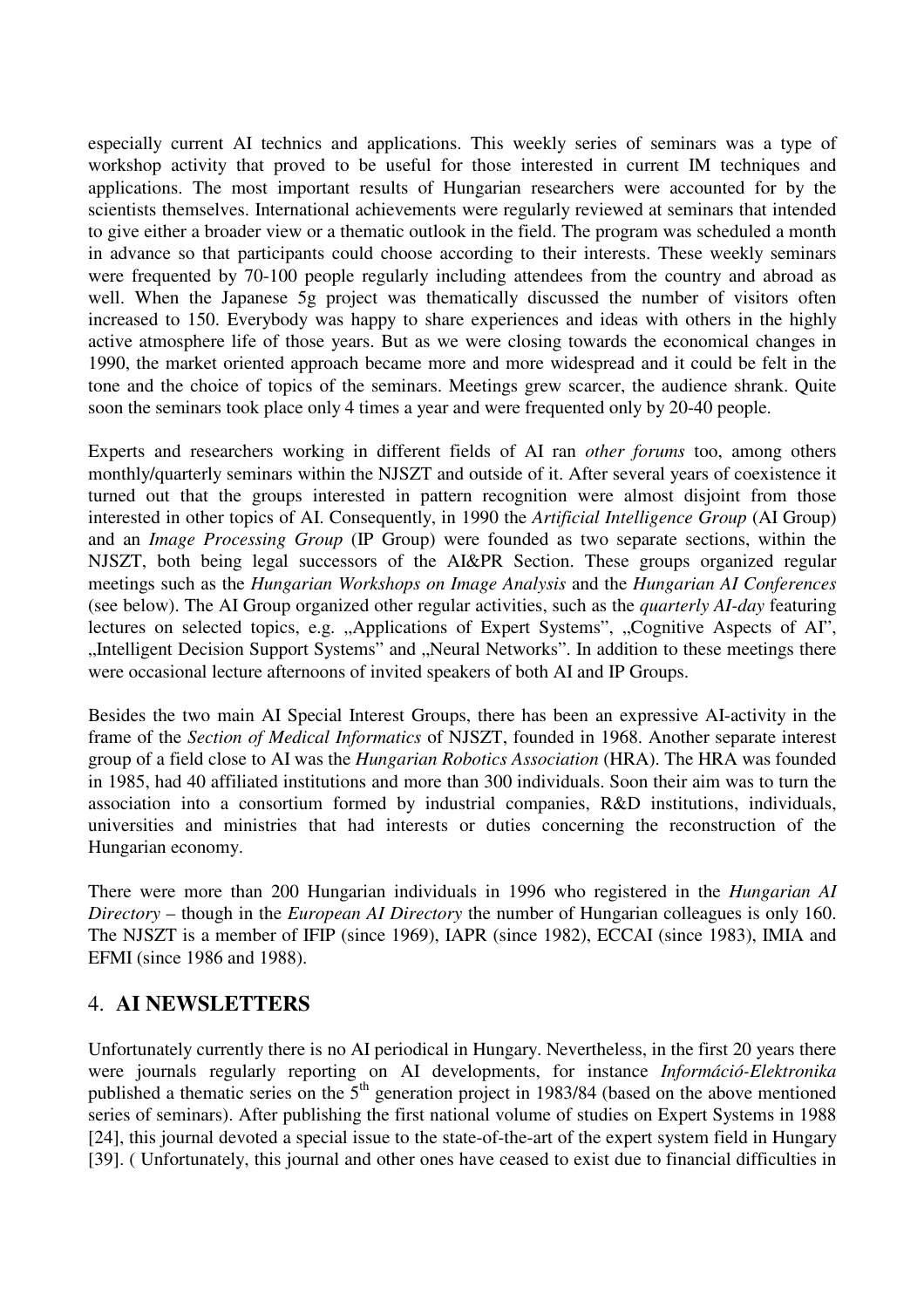especially current AI technics and applications. This weekly series of seminars was a type of workshop activity that proved to be useful for those interested in current IM techniques and applications. The most important results of Hungarian researchers were accounted for by the scientists themselves. International achievements were regularly reviewed at seminars that intended to give either a broader view or a thematic outlook in the field. The program was scheduled a month in advance so that participants could choose according to their interests. These weekly seminars were frequented by 70-100 people regularly including attendees from the country and abroad as well. When the Japanese 5g project was thematically discussed the number of visitors often increased to 150. Everybody was happy to share experiences and ideas with others in the highly active atmosphere life of those years. But as we were closing towards the economical changes in 1990, the market oriented approach became more and more widespread and it could be felt in the tone and the choice of topics of the seminars. Meetings grew scarcer, the audience shrank. Quite soon the seminars took place only 4 times a year and were frequented only by 20-40 people.

Experts and researchers working in different fields of AI ran *other forums* too, among others monthly/quarterly seminars within the NJSZT and outside of it. After several years of coexistence it turned out that the groups interested in pattern recognition were almost disjoint from those interested in other topics of AI. Consequently, in 1990 the *Artificial Intelligence Group* (AI Group) and an *Image Processing Group* (IP Group) were founded as two separate sections, within the NJSZT, both being legal successors of the AI&PR Section. These groups organized regular meetings such as the *Hungarian Workshops on Image Analysis* and the *Hungarian AI Conferences* (see below). The AI Group organized other regular activities, such as the *quarterly AI-day* featuring lectures on selected topics, e.g. „Applications of Expert Systems", „Cognitive Aspects of AI", „Intelligent Decision Support Systems" and „Neural Networks". In addition to these meetings there were occasional lecture afternoons of invited speakers of both AI and IP Groups.

Besides the two main AI Special Interest Groups, there has been an expressive AI-activity in the frame of the *Section of Medical Informatics* of NJSZT, founded in 1968. Another separate interest group of a field close to AI was the *Hungarian Robotics Association* (HRA). The HRA was founded in 1985, had 40 affiliated institutions and more than 300 individuals. Soon their aim was to turn the association into a consortium formed by industrial companies, R&D institutions, individuals, universities and ministries that had interests or duties concerning the reconstruction of the Hungarian economy.

There were more than 200 Hungarian individuals in 1996 who registered in the *Hungarian AI Directory* – though in the *European AI Directory* the number of Hungarian colleagues is only 160. The NJSZT is a member of IFIP (since 1969), IAPR (since 1982), ECCAI (since 1983), IMIA and EFMI (since 1986 and 1988).

## 4. **AI NEWSLETTERS**

Unfortunately currently there is no AI periodical in Hungary. Nevertheless, in the first 20 years there were journals regularly reporting on AI developments, for instance *Információ-Elektronika* published a thematic series on the 5$^{th}$ generation project in 1983/84 (based on the above mentioned series of seminars). After publishing the first national volume of studies on Expert Systems in 1988 [24], this journal devoted a special issue to the state-of-the-art of the expert system field in Hungary [39]. ( Unfortunately, this journal and other ones have ceased to exist due to financial difficulties in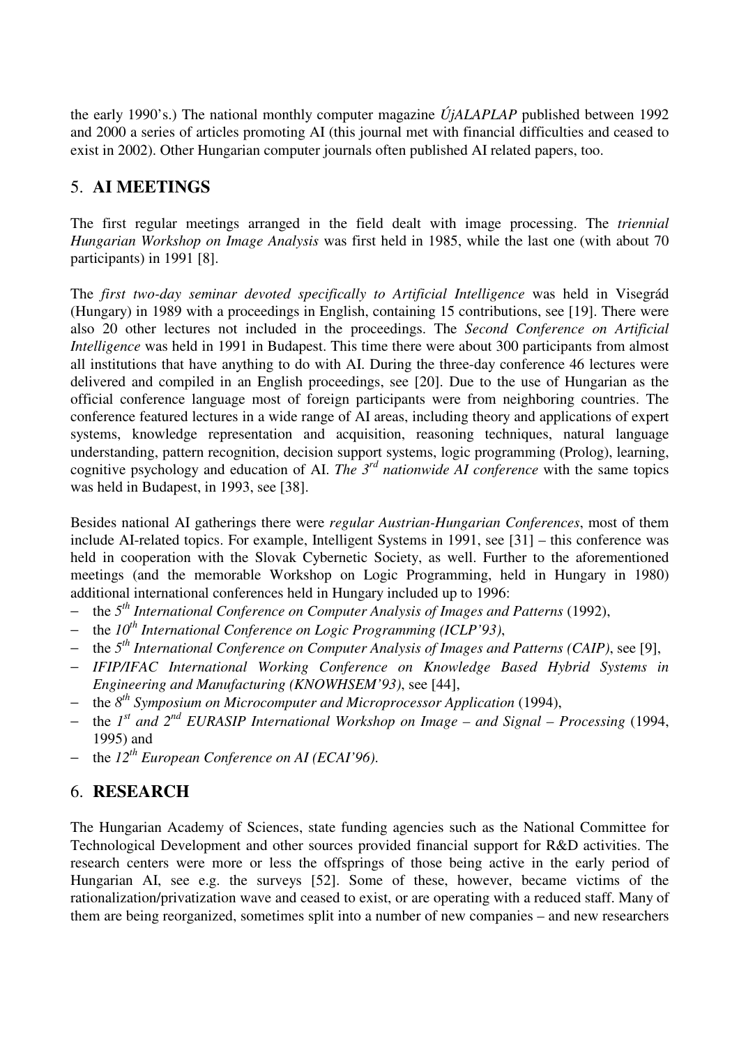the early 1990's.) The national monthly computer magazine *ÚjALAPLAP* published between 1992 and 2000 a series of articles promoting AI (this journal met with financial difficulties and ceased to exist in 2002). Other Hungarian computer journals often published AI related papers, too.

## 5. AI MEETINGS

The first regular meetings arranged in the field dealt with image processing. The *triennial Hungarian Workshop on Image Analysis* was first held in 1985, while the last one (with about 70 participants) in 1991 [8].

The *first two-day seminar devoted specifically to Artificial Intelligence* was held in Visegrád (Hungary) in 1989 with a proceedings in English, containing 15 contributions, see [19]. There were also 20 other lectures not included in the proceedings. The *Second Conference on Artificial Intelligence* was held in 1991 in Budapest. This time there were about 300 participants from almost all institutions that have anything to do with AI. During the three-day conference 46 lectures were delivered and compiled in an English proceedings, see [20]. Due to the use of Hungarian as the official conference language most of foreign participants were from neighboring countries. The conference featured lectures in a wide range of AI areas, including theory and applications of expert systems, knowledge representation and acquisition, reasoning techniques, natural language understanding, pattern recognition, decision support systems, logic programming (Prolog), learning, cognitive psychology and education of AI. *The 3rd nationwide AI conference* with the same topics was held in Budapest, in 1993, see [38].

Besides national AI gatherings there were *regular Austrian-Hungarian Conferences*, most of them include AI-related topics. For example, Intelligent Systems in 1991, see [31] – this conference was held in cooperation with the Slovak Cybernetic Society, as well. Further to the aforementioned meetings (and the memorable Workshop on Logic Programming, held in Hungary in 1980) additional international conferences held in Hungary included up to 1996:

- the *5th International Conference on Computer Analysis of Images and Patterns* (1992),
- the *10th International Conference on Logic Programming (ICLP'93)*,
- the *5th International Conference on Computer Analysis of Images and Patterns (CAIP)*, see [9],
- *IFIP/IFAC International Working Conference on Knowledge Based Hybrid Systems in Engineering and Manufacturing (KNOWHSEM'93)*, see [44],
- the *8th Symposium on Microcomputer and Microprocessor Application* (1994),
- the *1st and 2nd EURASIP International Workshop on Image – and Signal – Processing* (1994, 1995) and
- the *12th European Conference on AI (ECAI'96).*

## 6. RESEARCH

The Hungarian Academy of Sciences, state funding agencies such as the National Committee for Technological Development and other sources provided financial support for R&D activities. The research centers were more or less the offsprings of those being active in the early period of Hungarian AI, see e.g. the surveys [52]. Some of these, however, became victims of the rationalization/privatization wave and ceased to exist, or are operating with a reduced staff. Many of them are being reorganized, sometimes split into a number of new companies – and new researchers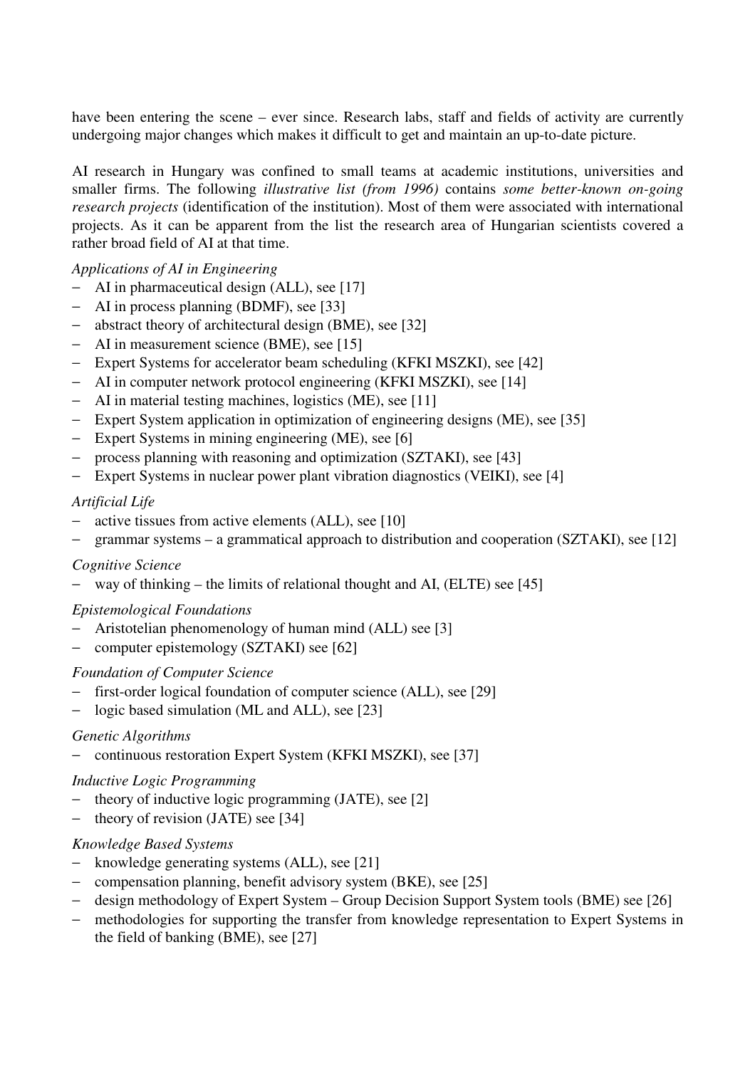have been entering the scene – ever since. Research labs, staff and fields of activity are currently undergoing major changes which makes it difficult to get and maintain an up-to-date picture.

AI research in Hungary was confined to small teams at academic institutions, universities and smaller firms. The following *illustrative list (from 1996)* contains *some better-known on-going research projects* (identification of the institution). Most of them were associated with international projects. As it can be apparent from the list the research area of Hungarian scientists covered a rather broad field of AI at that time.

*Applications of AI in Engineering*

- AI in pharmaceutical design (ALL), see [17]
- AI in process planning (BDMF), see [33]
- abstract theory of architectural design (BME), see [32]
- AI in measurement science (BME), see [15]
- Expert Systems for accelerator beam scheduling (KFKI MSZKI), see [42]
- AI in computer network protocol engineering (KFKI MSZKI), see [14]
- AI in material testing machines, logistics (ME), see [11]
- Expert System application in optimization of engineering designs (ME), see [35]
- Expert Systems in mining engineering (ME), see [6]
- process planning with reasoning and optimization (SZTAKI), see [43]
- Expert Systems in nuclear power plant vibration diagnostics (VEIKI), see [4]

*Artificial Life*

- active tissues from active elements (ALL), see [10]
- grammar systems – a grammatical approach to distribution and cooperation (SZTAKI), see [12]

*Cognitive Science*

- way of thinking – the limits of relational thought and AI, (ELTE) see [45]

*Epistemological Foundations*

- Aristotelian phenomenology of human mind (ALL) see [3]
- computer epistemology (SZTAKI) see [62]

*Foundation of Computer Science*

- first-order logical foundation of computer science (ALL), see [29]
- logic based simulation (ML and ALL), see [23]

*Genetic Algorithms*

- continuous restoration Expert System (KFKI MSZKI), see [37]

*Inductive Logic Programming*

- theory of inductive logic programming (JATE), see [2]
- theory of revision (JATE) see [34]

*Knowledge Based Systems*

- knowledge generating systems (ALL), see [21]
- compensation planning, benefit advisory system (BKE), see [25]
- design methodology of Expert System – Group Decision Support System tools (BME) see [26]
- methodologies for supporting the transfer from knowledge representation to Expert Systems in the field of banking (BME), see [27]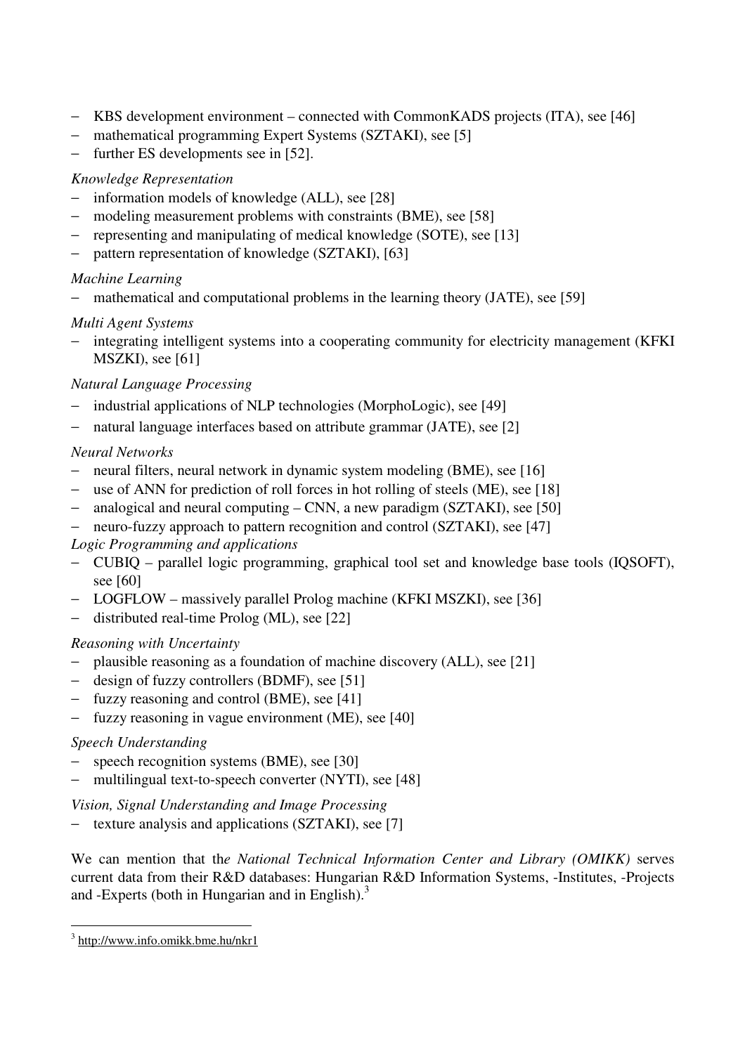- KBS development environment – connected with CommonKADS projects (ITA), see [46]
- mathematical programming Expert Systems (SZTAKI), see [5]
- further ES developments see in [52].

*Knowledge Representation*

- information models of knowledge (ALL), see [28]
- modeling measurement problems with constraints (BME), see [58]
- representing and manipulating of medical knowledge (SOTE), see [13]
- pattern representation of knowledge (SZTAKI), [63]

*Machine Learning*

- mathematical and computational problems in the learning theory (JATE), see [59]

*Multi Agent Systems*

- integrating intelligent systems into a cooperating community for electricity management (KFKI MSZKI), see [61]

*Natural Language Processing*

- industrial applications of NLP technologies (MorphoLogic), see [49]
- natural language interfaces based on attribute grammar (JATE), see [2]

*Neural Networks*

- neural filters, neural network in dynamic system modeling (BME), see [16]
- use of ANN for prediction of roll forces in hot rolling of steels (ME), see [18]
- analogical and neural computing – CNN, a new paradigm (SZTAKI), see [50]
- neuro-fuzzy approach to pattern recognition and control (SZTAKI), see [47]

*Logic Programming and applications*

- CUBIQ – parallel logic programming, graphical tool set and knowledge base tools (IQSOFT), see [60]
- LOGFLOW – massively parallel Prolog machine (KFKI MSZKI), see [36]
- distributed real-time Prolog (ML), see [22]

*Reasoning with Uncertainty*

- plausible reasoning as a foundation of machine discovery (ALL), see [21]
- design of fuzzy controllers (BDMF), see [51]
- fuzzy reasoning and control (BME), see [41]
- fuzzy reasoning in vague environment (ME), see [40]

*Speech Understanding*

- speech recognition systems (BME), see [30]
- multilingual text-to-speech converter (NYTI), see [48]

*Vision, Signal Understanding and Image Processing*

- texture analysis and applications (SZTAKI), see [7]

We can mention that the *National Technical Information Center and Library (OMIKK)* serves current data from their R&D databases: Hungarian R&D Information Systems, -Institutes, -Projects and -Experts (both in Hungarian and in English).[3]

[3] http://www.info.omikk.bme.hu/nkr1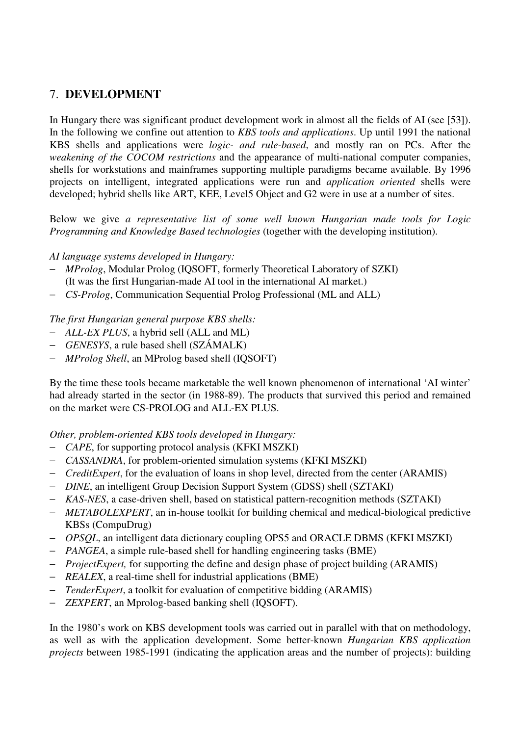## 7. **DEVELOPMENT**

In Hungary there was significant product development work in almost all the fields of AI (see [53]). In the following we confine out attention to *KBS tools and applications*. Up until 1991 the national KBS shells and applications were *logic- and rule-based*, and mostly ran on PCs. After the *weakening of the COCOM restrictions* and the appearance of multi-national computer companies, shells for workstations and mainframes supporting multiple paradigms became available. By 1996 projects on intelligent, integrated applications were run and *application oriented* shells were developed; hybrid shells like ART, KEE, Level5 Object and G2 were in use at a number of sites.

Below we give *a representative list of some well known Hungarian made tools for Logic Programming and Knowledge Based technologies* (together with the developing institution).

*AI language systems developed in Hungary:*

- *MProlog*, Modular Prolog (IQSOFT, formerly Theoretical Laboratory of SZKI) (It was the first Hungarian-made AI tool in the international AI market.)
- *CS-Prolog*, Communication Sequential Prolog Professional (ML and ALL)

*The first Hungarian general purpose KBS shells:*

- *ALL-EX PLUS*, a hybrid sell (ALL and ML)
- *GENESYS*, a rule based shell (SZÁMALK)
- *MProlog Shell*, an MProlog based shell (IQSOFT)

By the time these tools became marketable the well known phenomenon of international 'AI winter' had already started in the sector (in 1988-89). The products that survived this period and remained on the market were CS-PROLOG and ALL-EX PLUS.

*Other, problem-oriented KBS tools developed in Hungary:*

- *CAPE*, for supporting protocol analysis (KFKI MSZKI)
- *CASSANDRA*, for problem-oriented simulation systems (KFKI MSZKI)
- *CreditExpert*, for the evaluation of loans in shop level, directed from the center (ARAMIS)
- *DINE*, an intelligent Group Decision Support System (GDSS) shell (SZTAKI)
- *KAS-NES*, a case-driven shell, based on statistical pattern-recognition methods (SZTAKI)
- *METABOLEXPERT*, an in-house toolkit for building chemical and medical-biological predictive KBSs (CompuDrug)
- *OPSQL*, an intelligent data dictionary coupling OPS5 and ORACLE DBMS (KFKI MSZKI)
- *PANGEA*, a simple rule-based shell for handling engineering tasks (BME)
- *ProjectExpert,* for supporting the define and design phase of project building (ARAMIS)
- *REALEX*, a real-time shell for industrial applications (BME)
- *TenderExpert*, a toolkit for evaluation of competitive bidding (ARAMIS)
- *ZEXPERT*, an Mprolog-based banking shell (IQSOFT).

In the 1980's work on KBS development tools was carried out in parallel with that on methodology, as well as with the application development. Some better-known *Hungarian KBS application projects* between 1985-1991 (indicating the application areas and the number of projects): building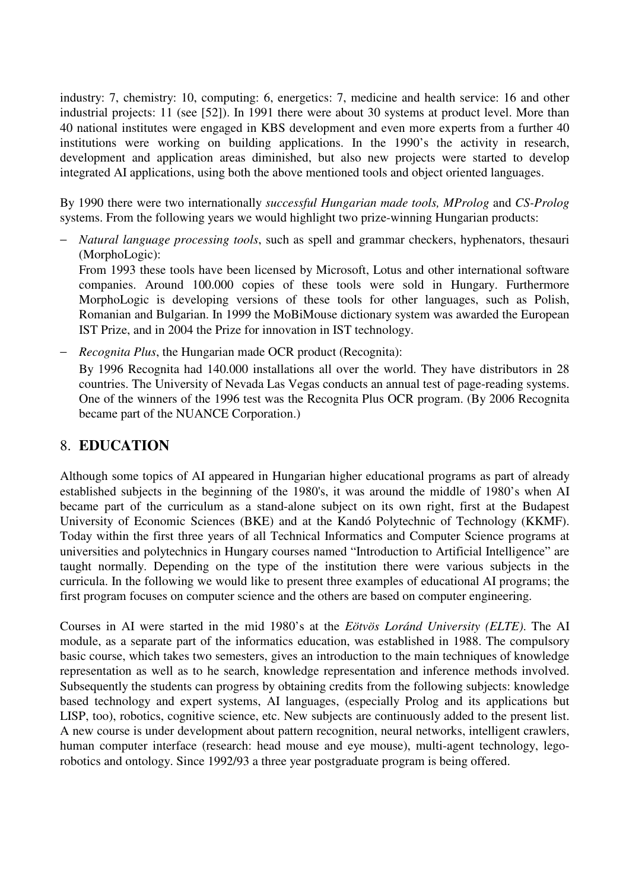industry: 7, chemistry: 10, computing: 6, energetics: 7, medicine and health service: 16 and other industrial projects: 11 (see [52]). In 1991 there were about 30 systems at product level. More than 40 national institutes were engaged in KBS development and even more experts from a further 40 institutions were working on building applications. In the 1990's the activity in research, development and application areas diminished, but also new projects were started to develop integrated AI applications, using both the above mentioned tools and object oriented languages.

By 1990 there were two internationally *successful Hungarian made tools, MProlog* and *CS-Prolog* systems. From the following years we would highlight two prize-winning Hungarian products:

- *Natural language processing tools*, such as spell and grammar checkers, hyphenators, thesauri (MorphoLogic):
  From 1993 these tools have been licensed by Microsoft, Lotus and other international software companies. Around 100.000 copies of these tools were sold in Hungary. Furthermore MorphoLogic is developing versions of these tools for other languages, such as Polish, Romanian and Bulgarian. In 1999 the MoBiMouse dictionary system was awarded the European IST Prize, and in 2004 the Prize for innovation in IST technology.
- *Recognita Plus*, the Hungarian made OCR product (Recognita):
  By 1996 Recognita had 140.000 installations all over the world. They have distributors in 28 countries. The University of Nevada Las Vegas conducts an annual test of page-reading systems. One of the winners of the 1996 test was the Recognita Plus OCR program. (By 2006 Recognita became part of the NUANCE Corporation.)

## 8. EDUCATION

Although some topics of AI appeared in Hungarian higher educational programs as part of already established subjects in the beginning of the 1980's, it was around the middle of 1980's when AI became part of the curriculum as a stand-alone subject on its own right, first at the Budapest University of Economic Sciences (BKE) and at the Kandó Polytechnic of Technology (KKMF). Today within the first three years of all Technical Informatics and Computer Science programs at universities and polytechnics in Hungary courses named "Introduction to Artificial Intelligence" are taught normally. Depending on the type of the institution there were various subjects in the curricula. In the following we would like to present three examples of educational AI programs; the first program focuses on computer science and the others are based on computer engineering.

Courses in AI were started in the mid 1980's at the *Eötvös Loránd University (ELTE)*. The AI module, as a separate part of the informatics education, was established in 1988. The compulsory basic course, which takes two semesters, gives an introduction to the main techniques of knowledge representation as well as to he search, knowledge representation and inference methods involved. Subsequently the students can progress by obtaining credits from the following subjects: knowledge based technology and expert systems, AI languages, (especially Prolog and its applications but LISP, too), robotics, cognitive science, etc. New subjects are continuously added to the present list. A new course is under development about pattern recognition, neural networks, intelligent crawlers, human computer interface (research: head mouse and eye mouse), multi-agent technology, lego-robotics and ontology. Since 1992/93 a three year postgraduate program is being offered.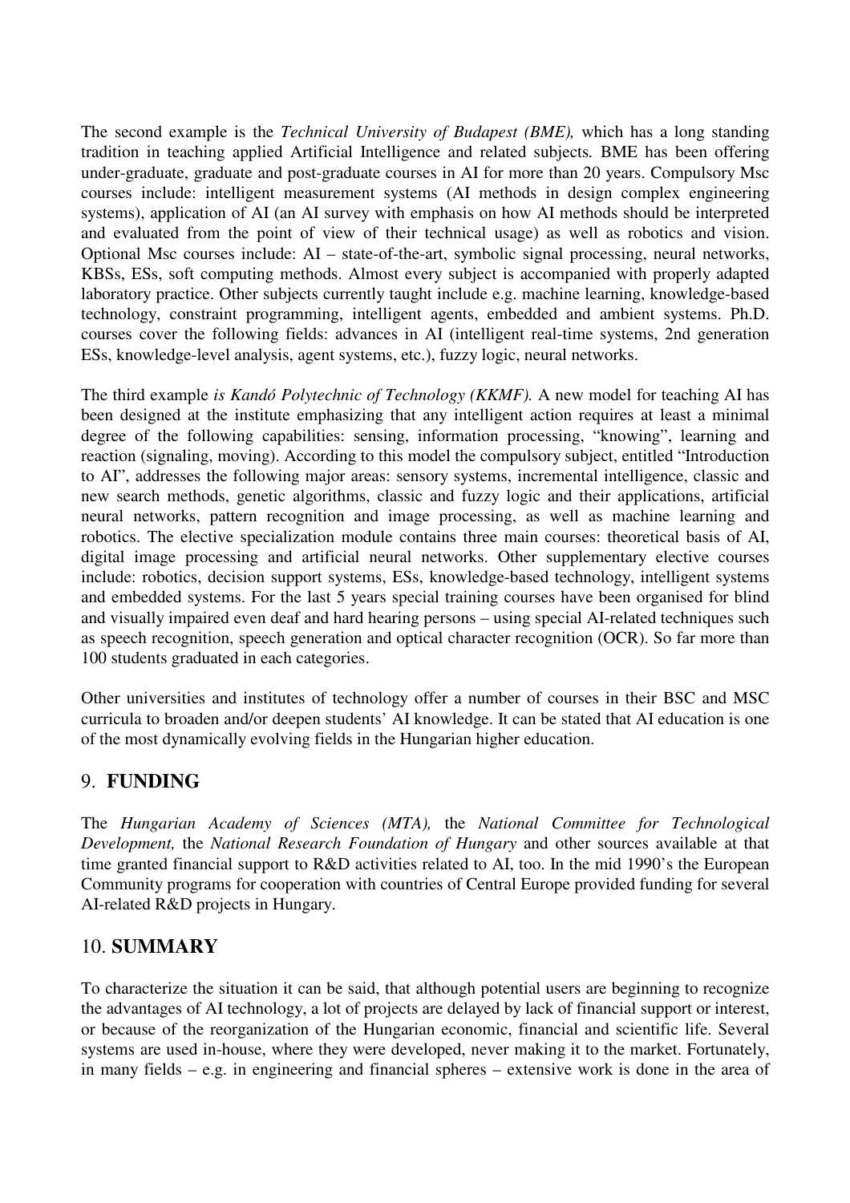The second example is the *Technical University of Budapest (BME),* which has a long standing tradition in teaching applied Artificial Intelligence and related subjects. BME has been offering under-graduate, graduate and post-graduate courses in AI for more than 20 years. Compulsory Msc courses include: intelligent measurement systems (AI methods in design complex engineering systems), application of AI (an AI survey with emphasis on how AI methods should be interpreted and evaluated from the point of view of their technical usage) as well as robotics and vision. Optional Msc courses include: AI – state-of-the-art, symbolic signal processing, neural networks, KBSs, ESs, soft computing methods. Almost every subject is accompanied with properly adapted laboratory practice. Other subjects currently taught include e.g. machine learning, knowledge-based technology, constraint programming, intelligent agents, embedded and ambient systems. Ph.D. courses cover the following fields: advances in AI (intelligent real-time systems, 2nd generation ESs, knowledge-level analysis, agent systems, etc.), fuzzy logic, neural networks.

The third example *is Kandó Polytechnic of Technology (KKMF).* A new model for teaching AI has been designed at the institute emphasizing that any intelligent action requires at least a minimal degree of the following capabilities: sensing, information processing, "knowing", learning and reaction (signaling, moving). According to this model the compulsory subject, entitled "Introduction to AI", addresses the following major areas: sensory systems, incremental intelligence, classic and new search methods, genetic algorithms, classic and fuzzy logic and their applications, artificial neural networks, pattern recognition and image processing, as well as machine learning and robotics. The elective specialization module contains three main courses: theoretical basis of AI, digital image processing and artificial neural networks. Other supplementary elective courses include: robotics, decision support systems, ESs, knowledge-based technology, intelligent systems and embedded systems. For the last 5 years special training courses have been organised for blind and visually impaired even deaf and hard hearing persons – using special AI-related techniques such as speech recognition, speech generation and optical character recognition (OCR). So far more than 100 students graduated in each categories.

Other universities and institutes of technology offer a number of courses in their BSC and MSC curricula to broaden and/or deepen students' AI knowledge. It can be stated that AI education is one of the most dynamically evolving fields in the Hungarian higher education.

## 9. **FUNDING**

The *Hungarian Academy of Sciences (MTA),* the *National Committee for Technological Development,* the *National Research Foundation of Hungary* and other sources available at that time granted financial support to R&D activities related to AI, too. In the mid 1990's the European Community programs for cooperation with countries of Central Europe provided funding for several AI-related R&D projects in Hungary.

## 10. **SUMMARY**

To characterize the situation it can be said, that although potential users are beginning to recognize the advantages of AI technology, a lot of projects are delayed by lack of financial support or interest, or because of the reorganization of the Hungarian economic, financial and scientific life. Several systems are used in-house, where they were developed, never making it to the market. Fortunately, in many fields – e.g. in engineering and financial spheres – extensive work is done in the area of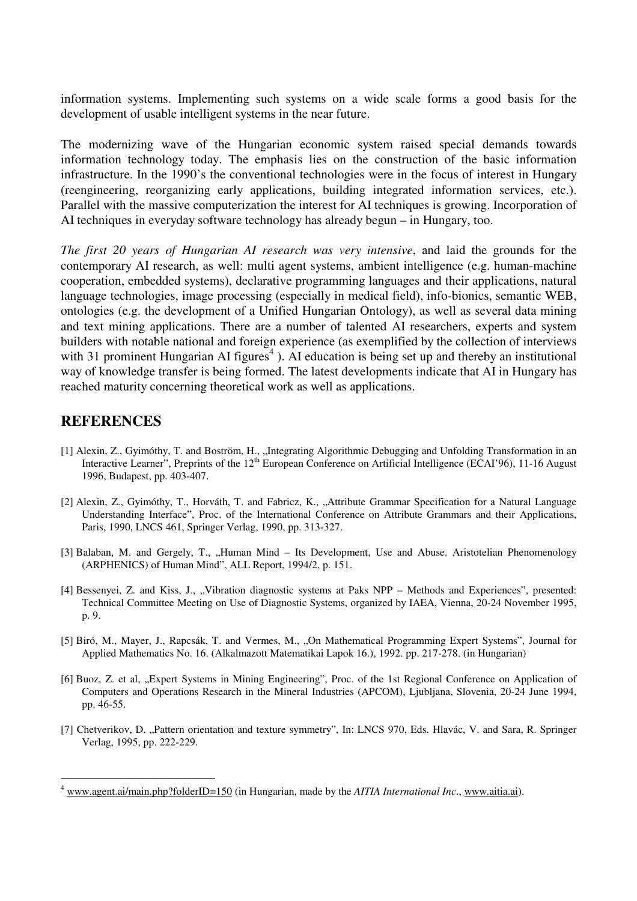information systems. Implementing such systems on a wide scale forms a good basis for the development of usable intelligent systems in the near future.

The modernizing wave of the Hungarian economic system raised special demands towards information technology today. The emphasis lies on the construction of the basic information infrastructure. In the 1990's the conventional technologies were in the focus of interest in Hungary (reengineering, reorganizing early applications, building integrated information services, etc.). Parallel with the massive computerization the interest for AI techniques is growing. Incorporation of AI techniques in everyday software technology has already begun – in Hungary, too.

*The first 20 years of Hungarian AI research was very intensive*, and laid the grounds for the contemporary AI research, as well: multi agent systems, ambient intelligence (e.g. human-machine cooperation, embedded systems), declarative programming languages and their applications, natural language technologies, image processing (especially in medical field), info-bionics, semantic WEB, ontologies (e.g. the development of a Unified Hungarian Ontology), as well as several data mining and text mining applications. There are a number of talented AI researchers, experts and system builders with notable national and foreign experience (as exemplified by the collection of interviews with 31 prominent Hungarian AI figures[4] ). AI education is being set up and thereby an institutional way of knowledge transfer is being formed. The latest developments indicate that AI in Hungary has reached maturity concerning theoretical work as well as applications.

## REFERENCES

[1] Alexin, Z., Gyimóthy, T. and Boström, H., „Integrating Algorithmic Debugging and Unfolding Transformation in an Interactive Learner", Preprints of the 12th European Conference on Artificial Intelligence (ECAI'96), 11-16 August 1996, Budapest, pp. 403-407.

[2] Alexin, Z., Gyimóthy, T., Horváth, T. and Fabricz, K., „Attribute Grammar Specification for a Natural Language Understanding Interface", Proc. of the International Conference on Attribute Grammars and their Applications, Paris, 1990, LNCS 461, Springer Verlag, 1990, pp. 313-327.

[3] Balaban, M. and Gergely, T., „Human Mind – Its Development, Use and Abuse. Aristotelian Phenomenology (ARPHENICS) of Human Mind", ALL Report, 1994/2, p. 151.

[4] Bessenyei, Z. and Kiss, J., „Vibration diagnostic systems at Paks NPP – Methods and Experiences", presented: Technical Committee Meeting on Use of Diagnostic Systems, organized by IAEA, Vienna, 20-24 November 1995, p. 9.

[5] Biró, M., Mayer, J., Rapcsák, T. and Vermes, M., „On Mathematical Programming Expert Systems", Journal for Applied Mathematics No. 16. (Alkalmazott Matematikai Lapok 16.), 1992. pp. 217-278. (in Hungarian)

[6] Buoz, Z. et al, „Expert Systems in Mining Engineering", Proc. of the 1st Regional Conference on Application of Computers and Operations Research in the Mineral Industries (APCOM), Ljubljana, Slovenia, 20-24 June 1994, pp. 46-55.

[7] Chetverikov, D. „Pattern orientation and texture symmetry", In: LNCS 970, Eds. Hlavác, V. and Sara, R. Springer Verlag, 1995, pp. 222-229.

[4] www.agent.ai/main.php?folderID=150 (in Hungarian, made by the *AITIA International Inc.*, www.aitia.ai).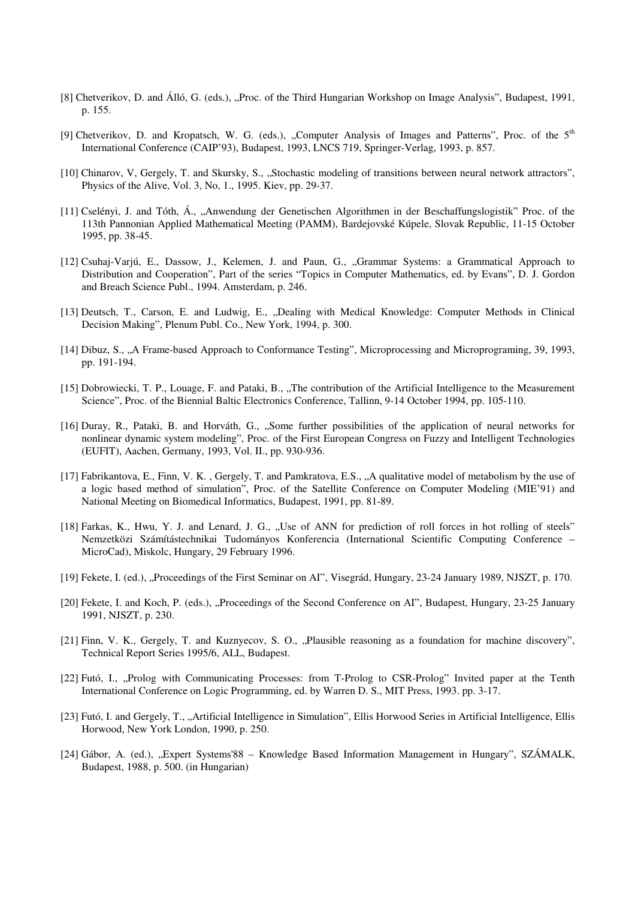[8] Chetverikov, D. and Álló, G. (eds.), „Proc. of the Third Hungarian Workshop on Image Analysis", Budapest, 1991, p. 155.

[9] Chetverikov, D. and Kropatsch, W. G. (eds.), „Computer Analysis of Images and Patterns", Proc. of the 5th International Conference (CAIP'93), Budapest, 1993, LNCS 719, Springer-Verlag, 1993, p. 857.

[10] Chinarov, V, Gergely, T. and Skursky, S., „Stochastic modeling of transitions between neural network attractors", Physics of the Alive, Vol. 3, No, 1., 1995. Kiev, pp. 29-37.

[11] Cselényi, J. and Tóth, Á., „Anwendung der Genetischen Algorithmen in der Beschaffungslogistik" Proc. of the 113th Pannonian Applied Mathematical Meeting (PAMM), Bardejovské Kúpele, Slovak Republic, 11-15 October 1995, pp. 38-45.

[12] Csuhaj-Varjú, E., Dassow, J., Kelemen, J. and Paun, G., „Grammar Systems: a Grammatical Approach to Distribution and Cooperation", Part of the series "Topics in Computer Mathematics, ed. by Evans", D. J. Gordon and Breach Science Publ., 1994. Amsterdam, p. 246.

[13] Deutsch, T., Carson, E. and Ludwig, E., „Dealing with Medical Knowledge: Computer Methods in Clinical Decision Making", Plenum Publ. Co., New York, 1994, p. 300.

[14] Dibuz, S., „A Frame-based Approach to Conformance Testing", Microprocessing and Microprograming, 39, 1993, pp. 191-194.

[15] Dobrowiecki, T. P., Louage, F. and Pataki, B., „The contribution of the Artificial Intelligence to the Measurement Science", Proc. of the Biennial Baltic Electronics Conference, Tallinn, 9-14 October 1994, pp. 105-110.

[16] Duray, R., Pataki, B. and Horváth, G., „Some further possibilities of the application of neural networks for nonlinear dynamic system modeling", Proc. of the First European Congress on Fuzzy and Intelligent Technologies (EUFIT), Aachen, Germany, 1993, Vol. II., pp. 930-936.

[17] Fabrikantova, E., Finn, V. K. , Gergely, T. and Pamkratova, E.S., „A qualitative model of metabolism by the use of a logic based method of simulation", Proc. of the Satellite Conference on Computer Modeling (MIE'91) and National Meeting on Biomedical Informatics, Budapest, 1991, pp. 81-89.

[18] Farkas, K., Hwu, Y. J. and Lenard, J. G., „Use of ANN for prediction of roll forces in hot rolling of steels" Nemzetközi Számítástechnikai Tudományos Konferencia (International Scientific Computing Conference – MicroCad), Miskolc, Hungary, 29 February 1996.

[19] Fekete, I. (ed.), „Proceedings of the First Seminar on AI", Visegrád, Hungary, 23-24 January 1989, NJSZT, p. 170.

[20] Fekete, I. and Koch, P. (eds.), „Proceedings of the Second Conference on AI", Budapest, Hungary, 23-25 January 1991, NJSZT, p. 230.

[21] Finn, V. K., Gergely, T. and Kuznyecov, S. O., „Plausible reasoning as a foundation for machine discovery", Technical Report Series 1995/6, ALL, Budapest.

[22] Futó, I., „Prolog with Communicating Processes: from T-Prolog to CSR-Prolog" Invited paper at the Tenth International Conference on Logic Programming, ed. by Warren D. S., MIT Press, 1993. pp. 3-17.

[23] Futó, I. and Gergely, T., „Artificial Intelligence in Simulation", Ellis Horwood Series in Artificial Intelligence, Ellis Horwood, New York London, 1990, p. 250.

[24] Gábor, A. (ed.), „Expert Systems'88 – Knowledge Based Information Management in Hungary", SZÁMALK, Budapest, 1988, p. 500. (in Hungarian)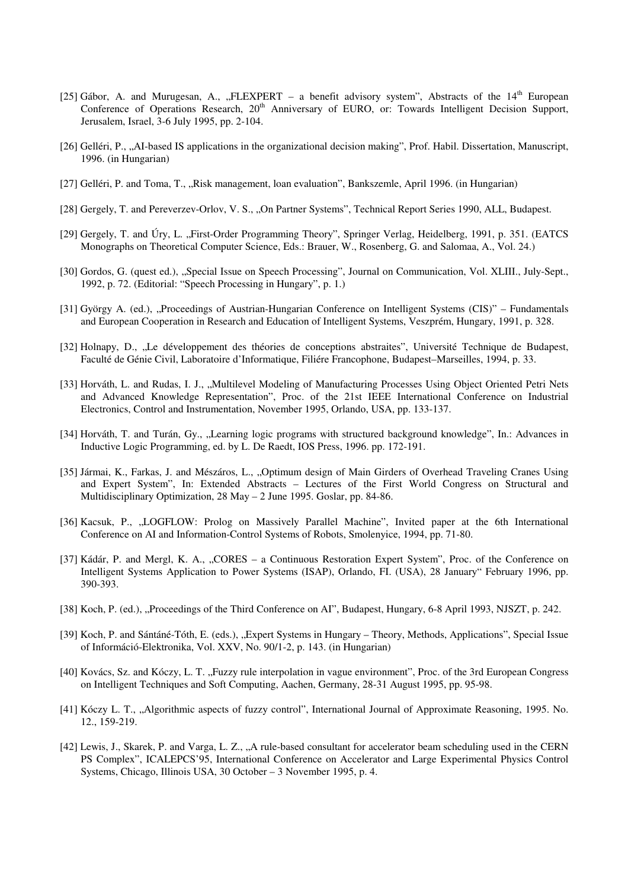[25] Gábor, A. and Murugesan, A., „FLEXPERT – a benefit advisory system", Abstracts of the 14th European Conference of Operations Research, 20th Anniversary of EURO, or: Towards Intelligent Decision Support, Jerusalem, Israel, 3-6 July 1995, pp. 2-104.

[26] Gelléri, P., „AI-based IS applications in the organizational decision making", Prof. Habil. Dissertation, Manuscript, 1996. (in Hungarian)

[27] Gelléri, P. and Toma, T., „Risk management, loan evaluation", Bankszemle, April 1996. (in Hungarian)

[28] Gergely, T. and Pereverzev-Orlov, V. S., „On Partner Systems", Technical Report Series 1990, ALL, Budapest.

[29] Gergely, T. and Úry, L. „First-Order Programming Theory", Springer Verlag, Heidelberg, 1991, p. 351. (EATCS Monographs on Theoretical Computer Science, Eds.: Brauer, W., Rosenberg, G. and Salomaa, A., Vol. 24.)

[30] Gordos, G. (quest ed.), „Special Issue on Speech Processing", Journal on Communication, Vol. XLIII., July-Sept., 1992, p. 72. (Editorial: "Speech Processing in Hungary", p. 1.)

[31] György A. (ed.), „Proceedings of Austrian-Hungarian Conference on Intelligent Systems (CIS)" – Fundamentals and European Cooperation in Research and Education of Intelligent Systems, Veszprém, Hungary, 1991, p. 328.

[32] Holnapy, D., „Le développement des théories de conceptions abstraites", Université Technique de Budapest, Faculté de Génie Civil, Laboratoire d'Informatique, Filiére Francophone, Budapest–Marseilles, 1994, p. 33.

[33] Horváth, L. and Rudas, I. J., „Multilevel Modeling of Manufacturing Processes Using Object Oriented Petri Nets and Advanced Knowledge Representation", Proc. of the 21st IEEE International Conference on Industrial Electronics, Control and Instrumentation, November 1995, Orlando, USA, pp. 133-137.

[34] Horváth, T. and Turán, Gy., „Learning logic programs with structured background knowledge", In.: Advances in Inductive Logic Programming, ed. by L. De Raedt, IOS Press, 1996. pp. 172-191.

[35] Jármai, K., Farkas, J. and Mészáros, L., „Optimum design of Main Girders of Overhead Traveling Cranes Using and Expert System", In: Extended Abstracts – Lectures of the First World Congress on Structural and Multidisciplinary Optimization, 28 May – 2 June 1995. Goslar, pp. 84-86.

[36] Kacsuk, P., „LOGFLOW: Prolog on Massively Parallel Machine", Invited paper at the 6th International Conference on AI and Information-Control Systems of Robots, Smolenyice, 1994, pp. 71-80.

[37] Kádár, P. and Mergl, K. A., „CORES – a Continuous Restoration Expert System", Proc. of the Conference on Intelligent Systems Application to Power Systems (ISAP), Orlando, FI. (USA), 28 January" February 1996, pp. 390-393.

[38] Koch, P. (ed.), „Proceedings of the Third Conference on AI", Budapest, Hungary, 6-8 April 1993, NJSZT, p. 242.

[39] Koch, P. and Sántáné-Tóth, E. (eds.), „Expert Systems in Hungary – Theory, Methods, Applications", Special Issue of Információ-Elektronika, Vol. XXV, No. 90/1-2, p. 143. (in Hungarian)

[40] Kovács, Sz. and Kóczy, L. T. „Fuzzy rule interpolation in vague environment", Proc. of the 3rd European Congress on Intelligent Techniques and Soft Computing, Aachen, Germany, 28-31 August 1995, pp. 95-98.

[41] Kóczy L. T., „Algorithmic aspects of fuzzy control", International Journal of Approximate Reasoning, 1995. No. 12., 159-219.

[42] Lewis, J., Skarek, P. and Varga, L. Z., „A rule-based consultant for accelerator beam scheduling used in the CERN PS Complex", ICALEPCS'95, International Conference on Accelerator and Large Experimental Physics Control Systems, Chicago, Illinois USA, 30 October – 3 November 1995, p. 4.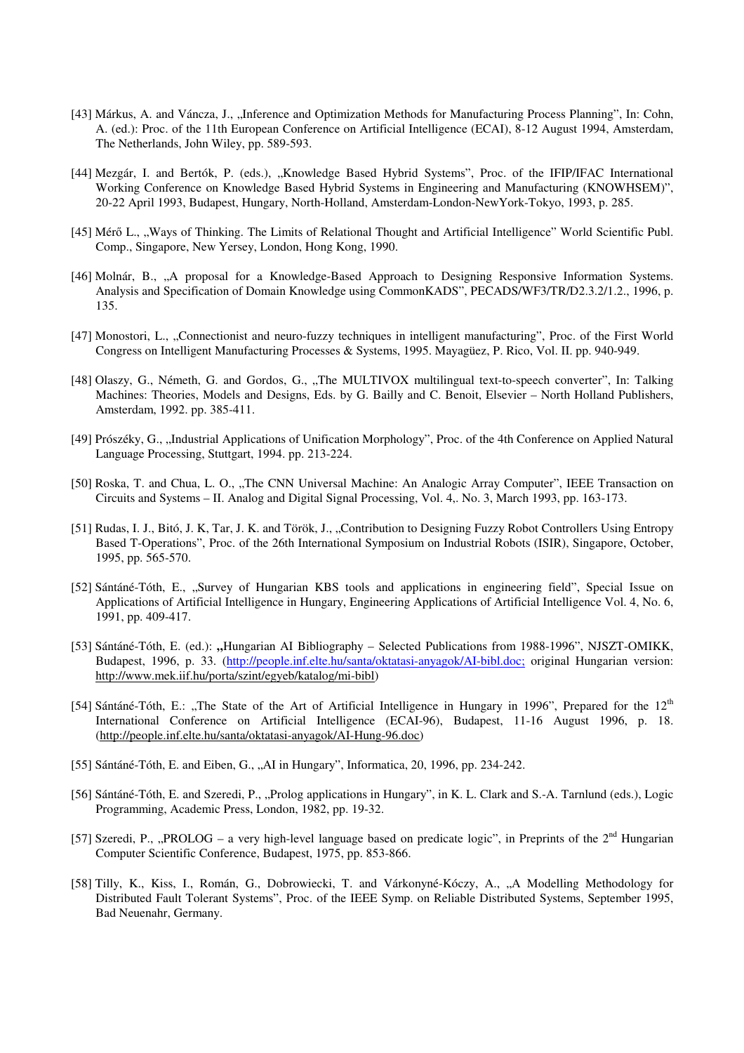[43] Márkus, A. and Váncza, J., „Inference and Optimization Methods for Manufacturing Process Planning", In: Cohn, A. (ed.): Proc. of the 11th European Conference on Artificial Intelligence (ECAI), 8-12 August 1994, Amsterdam, The Netherlands, John Wiley, pp. 589-593.

[44] Mezgár, I. and Bertók, P. (eds.), „Knowledge Based Hybrid Systems", Proc. of the IFIP/IFAC International Working Conference on Knowledge Based Hybrid Systems in Engineering and Manufacturing (KNOWHSEM)", 20-22 April 1993, Budapest, Hungary, North-Holland, Amsterdam-London-NewYork-Tokyo, 1993, p. 285.

[45] Mérő L., „Ways of Thinking. The Limits of Relational Thought and Artificial Intelligence" World Scientific Publ. Comp., Singapore, New Yersey, London, Hong Kong, 1990.

[46] Molnár, B., „A proposal for a Knowledge-Based Approach to Designing Responsive Information Systems. Analysis and Specification of Domain Knowledge using CommonKADS", PECADS/WF3/TR/D2.3.2/1.2., 1996, p. 135.

[47] Monostori, L., „Connectionist and neuro-fuzzy techniques in intelligent manufacturing", Proc. of the First World Congress on Intelligent Manufacturing Processes & Systems, 1995. Mayagüez, P. Rico, Vol. II. pp. 940-949.

[48] Olaszy, G., Németh, G. and Gordos, G., „The MULTIVOX multilingual text-to-speech converter", In: Talking Machines: Theories, Models and Designs, Eds. by G. Bailly and C. Benoit, Elsevier – North Holland Publishers, Amsterdam, 1992. pp. 385-411.

[49] Prószéky, G., „Industrial Applications of Unification Morphology", Proc. of the 4th Conference on Applied Natural Language Processing, Stuttgart, 1994. pp. 213-224.

[50] Roska, T. and Chua, L. O., „The CNN Universal Machine: An Analogic Array Computer", IEEE Transaction on Circuits and Systems – II. Analog and Digital Signal Processing, Vol. 4,. No. 3, March 1993, pp. 163-173.

[51] Rudas, I. J., Bitó, J. K, Tar, J. K. and Török, J., „Contribution to Designing Fuzzy Robot Controllers Using Entropy Based T-Operations", Proc. of the 26th International Symposium on Industrial Robots (ISIR), Singapore, October, 1995, pp. 565-570.

[52] Sántáné-Tóth, E., „Survey of Hungarian KBS tools and applications in engineering field", Special Issue on Applications of Artificial Intelligence in Hungary, Engineering Applications of Artificial Intelligence Vol. 4, No. 6, 1991, pp. 409-417.

[53] Sántáné-Tóth, E. (ed.): **„**Hungarian AI Bibliography – Selected Publications from 1988-1996", NJSZT-OMIKK, Budapest, 1996, p. 33. (http://people.inf.elte.hu/santa/oktatasi-anyagok/AI-bibl.doc; original Hungarian version: http://www.mek.iif.hu/porta/szint/egyeb/katalog/mi-bibl)

[54] Sántáné-Tóth, E.: „The State of the Art of Artificial Intelligence in Hungary in 1996", Prepared for the 12th International Conference on Artificial Intelligence (ECAI-96), Budapest, 11-16 August 1996, p. 18. (http://people.inf.elte.hu/santa/oktatasi-anyagok/AI-Hung-96.doc)

[55] Sántáné-Tóth, E. and Eiben, G., „AI in Hungary", Informatica, 20, 1996, pp. 234-242.

[56] Sántáné-Tóth, E. and Szeredi, P., „Prolog applications in Hungary", in K. L. Clark and S.-A. Tarnlund (eds.), Logic Programming, Academic Press, London, 1982, pp. 19-32.

[57] Szeredi, P., „PROLOG – a very high-level language based on predicate logic", in Preprints of the 2nd Hungarian Computer Scientific Conference, Budapest, 1975, pp. 853-866.

[58] Tilly, K., Kiss, I., Román, G., Dobrowiecki, T. and Várkonyné-Kóczy, A., „A Modelling Methodology for Distributed Fault Tolerant Systems", Proc. of the IEEE Symp. on Reliable Distributed Systems, September 1995, Bad Neuenahr, Germany.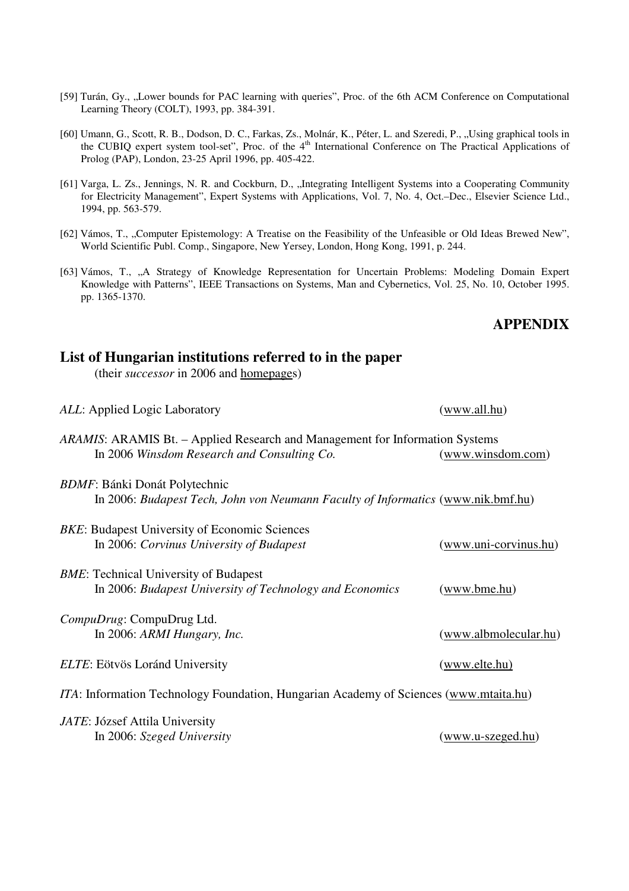[59] Turán, Gy., „Lower bounds for PAC learning with queries", Proc. of the 6th ACM Conference on Computational Learning Theory (COLT), 1993, pp. 384-391.

[60] Umann, G., Scott, R. B., Dodson, D. C., Farkas, Zs., Molnár, K., Péter, L. and Szeredi, P., „Using graphical tools in the CUBIQ expert system tool-set", Proc. of the 4th International Conference on The Practical Applications of Prolog (PAP), London, 23-25 April 1996, pp. 405-422.

[61] Varga, L. Zs., Jennings, N. R. and Cockburn, D., „Integrating Intelligent Systems into a Cooperating Community for Electricity Management", Expert Systems with Applications, Vol. 7, No. 4, Oct.–Dec., Elsevier Science Ltd., 1994, pp. 563-579.

[62] Vámos, T., „Computer Epistemology: A Treatise on the Feasibility of the Unfeasible or Old Ideas Brewed New", World Scientific Publ. Comp., Singapore, New Yersey, London, Hong Kong, 1991, p. 244.

[63] Vámos, T., „A Strategy of Knowledge Representation for Uncertain Problems: Modeling Domain Expert Knowledge with Patterns", IEEE Transactions on Systems, Man and Cybernetics, Vol. 25, No. 10, October 1995. pp. 1365-1370.

# APPENDIX

## List of Hungarian institutions referred to in the paper

(their *successor* in 2006 and homepages)

*ALL*: Applied Logic Laboratory (www.all.hu)

*ARAMIS*: ARAMIS Bt. – Applied Research and Management for Information Systems
In 2006 *Winsdom Research and Consulting Co.* (www.winsdom.com)

*BDMF*: Bánki Donát Polytechnic
In 2006: *Budapest Tech, John von Neumann Faculty of Informatics* (www.nik.bmf.hu)

*BKE*: Budapest University of Economic Sciences
In 2006: *Corvinus University of Budapest* (www.uni-corvinus.hu)

*BME*: Technical University of Budapest
In 2006: *Budapest University of Technology and Economics* (www.bme.hu)

*CompuDrug*: CompuDrug Ltd.
In 2006: *ARMI Hungary, Inc.* (www.albmolecular.hu)

*ELTE*: Eötvös Loránd University (www.elte.hu)

*ITA*: Information Technology Foundation, Hungarian Academy of Sciences (www.mtaita.hu)

*JATE*: József Attila University
In 2006: *Szeged University* (www.u-szeged.hu)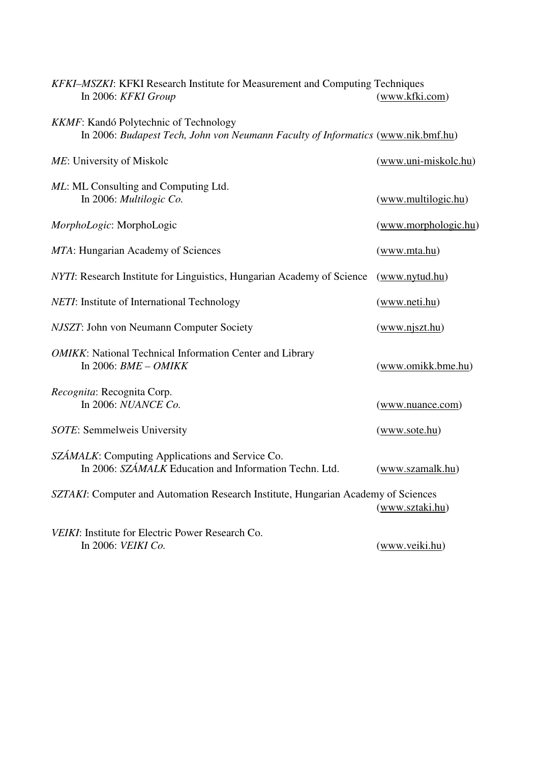*KFKI–MSZKI*: KFKI Research Institute for Measurement and Computing Techniques
In 2006: *KFKI Group* (www.kfki.com)

*KKMF*: Kandó Polytechnic of Technology
In 2006: *Budapest Tech, John von Neumann Faculty of Informatics* (www.nik.bmf.hu)

*ME*: University of Miskolc (www.uni-miskolc.hu)

*ML*: ML Consulting and Computing Ltd.
In 2006: *Multilogic Co.* (www.multilogic.hu)

*MorphoLogic*: MorphoLogic (www.morphologic.hu)

*MTA*: Hungarian Academy of Sciences (www.mta.hu)

*NYTI*: Research Institute for Linguistics, Hungarian Academy of Science (www.nytud.hu)

*NETI*: Institute of International Technology (www.neti.hu)

*NJSZT*: John von Neumann Computer Society (www.njszt.hu)

*OMIKK*: National Technical Information Center and Library
In 2006: *BME – OMIKK* (www.omikk.bme.hu)

*Recognita*: Recognita Corp.
In 2006: *NUANCE Co.* (www.nuance.com)

*SOTE*: Semmelweis University (www.sote.hu)

*SZÁMALK*: Computing Applications and Service Co.
In 2006: *SZÁMALK* Education and Information Techn. Ltd. (www.szamalk.hu)

*SZTAKI*: Computer and Automation Research Institute, Hungarian Academy of Sciences (www.sztaki.hu)

*VEIKI*: Institute for Electric Power Research Co.
In 2006: *VEIKI Co.* (www.veiki.hu)